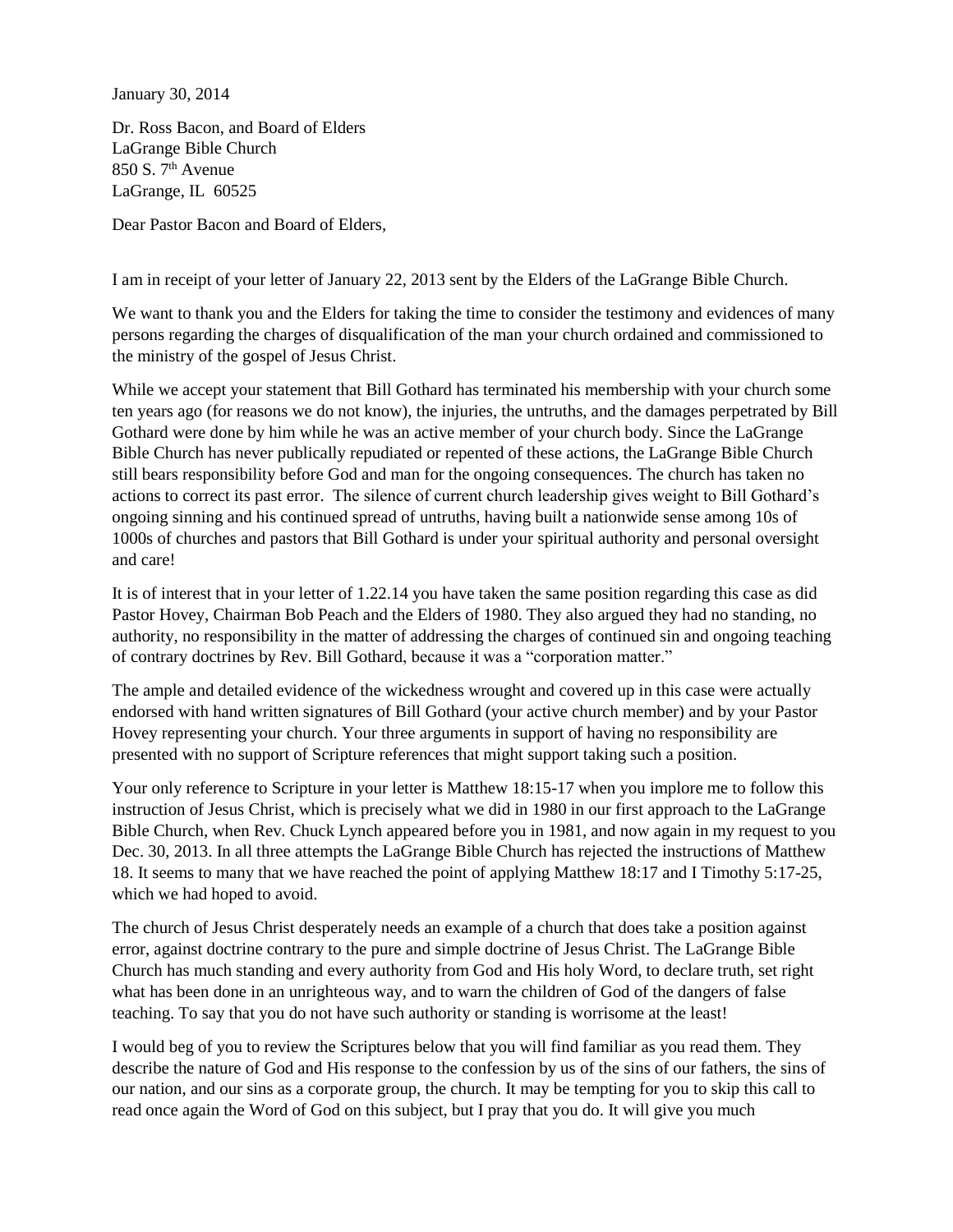January 30, 2014

Dr. Ross Bacon, and Board of Elders
LaGrange Bible Church
850 S. 7th Avenue
LaGrange, IL 60525

Dear Pastor Bacon and Board of Elders,

I am in receipt of your letter of January 22, 2013 sent by the Elders of the LaGrange Bible Church.

We want to thank you and the Elders for taking the time to consider the testimony and evidences of many persons regarding the charges of disqualification of the man your church ordained and commissioned to the ministry of the gospel of Jesus Christ.

While we accept your statement that Bill Gothard has terminated his membership with your church some ten years ago (for reasons we do not know), the injuries, the untruths, and the damages perpetrated by Bill Gothard were done by him while he was an active member of your church body. Since the LaGrange Bible Church has never publically repudiated or repented of these actions, the LaGrange Bible Church still bears responsibility before God and man for the ongoing consequences. The church has taken no actions to correct its past error. The silence of current church leadership gives weight to Bill Gothard's ongoing sinning and his continued spread of untruths, having built a nationwide sense among 10s of 1000s of churches and pastors that Bill Gothard is under your spiritual authority and personal oversight and care!

It is of interest that in your letter of 1.22.14 you have taken the same position regarding this case as did Pastor Hovey, Chairman Bob Peach and the Elders of 1980. They also argued they had no standing, no authority, no responsibility in the matter of addressing the charges of continued sin and ongoing teaching of contrary doctrines by Rev. Bill Gothard, because it was a "corporation matter."

The ample and detailed evidence of the wickedness wrought and covered up in this case were actually endorsed with hand written signatures of Bill Gothard (your active church member) and by your Pastor Hovey representing your church. Your three arguments in support of having no responsibility are presented with no support of Scripture references that might support taking such a position.

Your only reference to Scripture in your letter is Matthew 18:15-17 when you implore me to follow this instruction of Jesus Christ, which is precisely what we did in 1980 in our first approach to the LaGrange Bible Church, when Rev. Chuck Lynch appeared before you in 1981, and now again in my request to you Dec. 30, 2013. In all three attempts the LaGrange Bible Church has rejected the instructions of Matthew 18. It seems to many that we have reached the point of applying Matthew 18:17 and I Timothy 5:17-25, which we had hoped to avoid.

The church of Jesus Christ desperately needs an example of a church that does take a position against error, against doctrine contrary to the pure and simple doctrine of Jesus Christ. The LaGrange Bible Church has much standing and every authority from God and His holy Word, to declare truth, set right what has been done in an unrighteous way, and to warn the children of God of the dangers of false teaching. To say that you do not have such authority or standing is worrisome at the least!

I would beg of you to review the Scriptures below that you will find familiar as you read them. They describe the nature of God and His response to the confession by us of the sins of our fathers, the sins of our nation, and our sins as a corporate group, the church. It may be tempting for you to skip this call to read once again the Word of God on this subject, but I pray that you do. It will give you much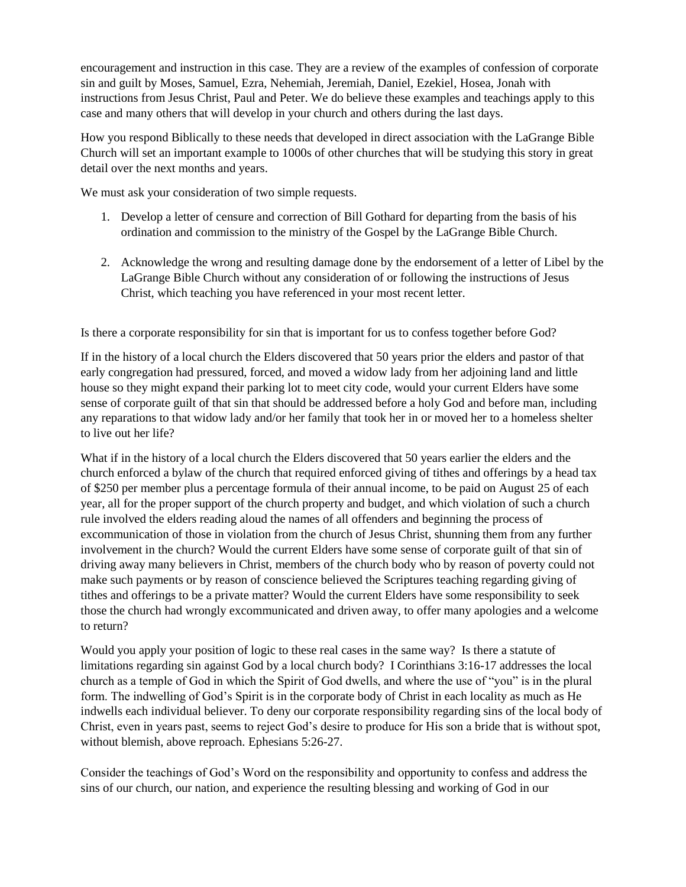encouragement and instruction in this case. They are a review of the examples of confession of corporate sin and guilt by Moses, Samuel, Ezra, Nehemiah, Jeremiah, Daniel, Ezekiel, Hosea, Jonah with instructions from Jesus Christ, Paul and Peter. We do believe these examples and teachings apply to this case and many others that will develop in your church and others during the last days.

How you respond Biblically to these needs that developed in direct association with the LaGrange Bible Church will set an important example to 1000s of other churches that will be studying this story in great detail over the next months and years.

We must ask your consideration of two simple requests.

1. Develop a letter of censure and correction of Bill Gothard for departing from the basis of his ordination and commission to the ministry of the Gospel by the LaGrange Bible Church.

2. Acknowledge the wrong and resulting damage done by the endorsement of a letter of Libel by the LaGrange Bible Church without any consideration of or following the instructions of Jesus Christ, which teaching you have referenced in your most recent letter.

Is there a corporate responsibility for sin that is important for us to confess together before God?

If in the history of a local church the Elders discovered that 50 years prior the elders and pastor of that early congregation had pressured, forced, and moved a widow lady from her adjoining land and little house so they might expand their parking lot to meet city code, would your current Elders have some sense of corporate guilt of that sin that should be addressed before a holy God and before man, including any reparations to that widow lady and/or her family that took her in or moved her to a homeless shelter to live out her life?

What if in the history of a local church the Elders discovered that 50 years earlier the elders and the church enforced a bylaw of the church that required enforced giving of tithes and offerings by a head tax of $250 per member plus a percentage formula of their annual income, to be paid on August 25 of each year, all for the proper support of the church property and budget, and which violation of such a church rule involved the elders reading aloud the names of all offenders and beginning the process of excommunication of those in violation from the church of Jesus Christ, shunning them from any further involvement in the church? Would the current Elders have some sense of corporate guilt of that sin of driving away many believers in Christ, members of the church body who by reason of poverty could not make such payments or by reason of conscience believed the Scriptures teaching regarding giving of tithes and offerings to be a private matter? Would the current Elders have some responsibility to seek those the church had wrongly excommunicated and driven away, to offer many apologies and a welcome to return?

Would you apply your position of logic to these real cases in the same way? Is there a statute of limitations regarding sin against God by a local church body? I Corinthians 3:16-17 addresses the local church as a temple of God in which the Spirit of God dwells, and where the use of "you" is in the plural form. The indwelling of God's Spirit is in the corporate body of Christ in each locality as much as He indwells each individual believer. To deny our corporate responsibility regarding sins of the local body of Christ, even in years past, seems to reject God's desire to produce for His son a bride that is without spot, without blemish, above reproach. Ephesians 5:26-27.

Consider the teachings of God's Word on the responsibility and opportunity to confess and address the sins of our church, our nation, and experience the resulting blessing and working of God in our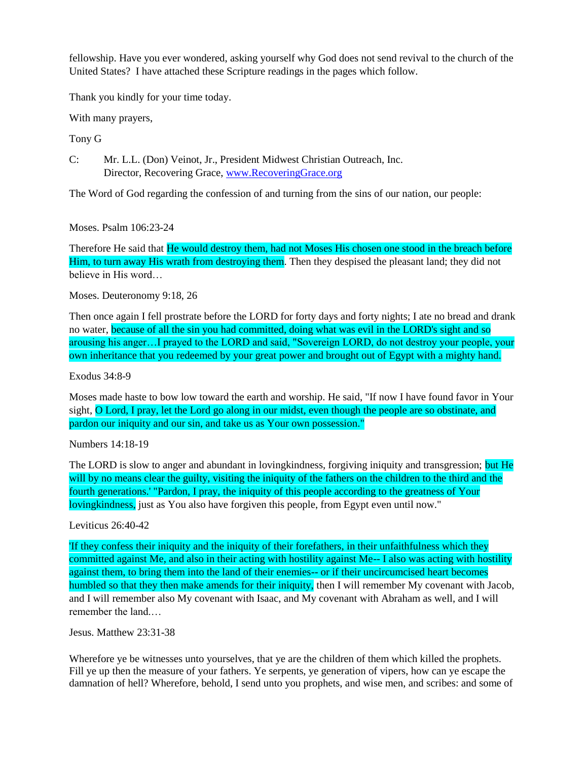fellowship. Have you ever wondered, asking yourself why God does not send revival to the church of the United States? I have attached these Scripture readings in the pages which follow.

Thank you kindly for your time today.

With many prayers,

Tony G

C: Mr. L.L. (Don) Veinot, Jr., President Midwest Christian Outreach, Inc.
Director, Recovering Grace, www.RecoveringGrace.org

The Word of God regarding the confession of and turning from the sins of our nation, our people:

Moses. Psalm 106:23-24

Therefore He said that He would destroy them, had not Moses His chosen one stood in the breach before Him, to turn away His wrath from destroying them. Then they despised the pleasant land; they did not believe in His word…

Moses. Deuteronomy 9:18, 26

Then once again I fell prostrate before the LORD for forty days and forty nights; I ate no bread and drank no water, because of all the sin you had committed, doing what was evil in the LORD's sight and so arousing his anger…I prayed to the LORD and said, "Sovereign LORD, do not destroy your people, your own inheritance that you redeemed by your great power and brought out of Egypt with a mighty hand.

Exodus 34:8-9

Moses made haste to bow low toward the earth and worship. He said, "If now I have found favor in Your sight, O Lord, I pray, let the Lord go along in our midst, even though the people are so obstinate, and pardon our iniquity and our sin, and take us as Your own possession."

Numbers 14:18-19

The LORD is slow to anger and abundant in lovingkindness, forgiving iniquity and transgression; but He will by no means clear the guilty, visiting the iniquity of the fathers on the children to the third and the fourth generations.' "Pardon, I pray, the iniquity of this people according to the greatness of Your lovingkindness, just as You also have forgiven this people, from Egypt even until now."

Leviticus 26:40-42

'If they confess their iniquity and the iniquity of their forefathers, in their unfaithfulness which they committed against Me, and also in their acting with hostility against Me-- I also was acting with hostility against them, to bring them into the land of their enemies-- or if their uncircumcised heart becomes humbled so that they then make amends for their iniquity, then I will remember My covenant with Jacob, and I will remember also My covenant with Isaac, and My covenant with Abraham as well, and I will remember the land.…

Jesus. Matthew 23:31-38

Wherefore ye be witnesses unto yourselves, that ye are the children of them which killed the prophets. Fill ye up then the measure of your fathers. Ye serpents, ye generation of vipers, how can ye escape the damnation of hell? Wherefore, behold, I send unto you prophets, and wise men, and scribes: and some of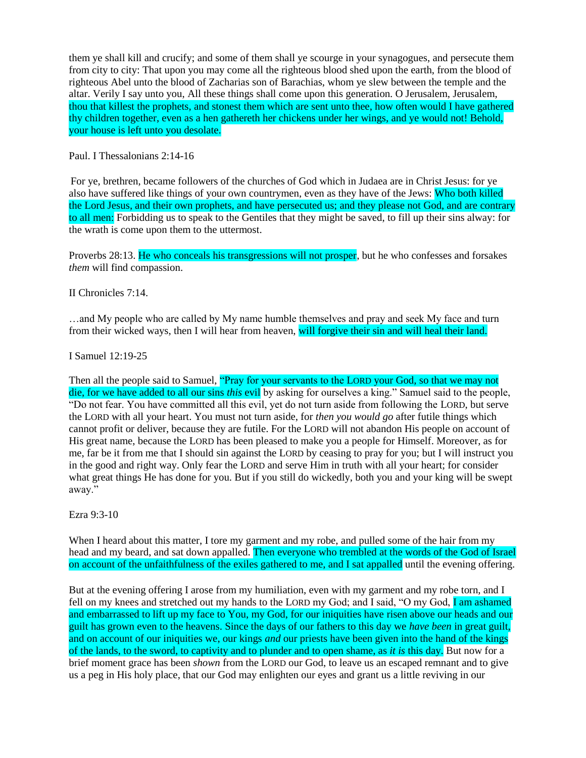them ye shall kill and crucify; and some of them shall ye scourge in your synagogues, and persecute them from city to city: That upon you may come all the righteous blood shed upon the earth, from the blood of righteous Abel unto the blood of Zacharias son of Barachias, whom ye slew between the temple and the altar. Verily I say unto you, All these things shall come upon this generation. O Jerusalem, Jerusalem, thou that killest the prophets, and stonest them which are sent unto thee, how often would I have gathered thy children together, even as a hen gathereth her chickens under her wings, and ye would not! Behold, your house is left unto you desolate.

Paul. I Thessalonians 2:14-16

For ye, brethren, became followers of the churches of God which in Judaea are in Christ Jesus: for ye also have suffered like things of your own countrymen, even as they have of the Jews: Who both killed the Lord Jesus, and their own prophets, and have persecuted us; and they please not God, and are contrary to all men: Forbidding us to speak to the Gentiles that they might be saved, to fill up their sins alway: for the wrath is come upon them to the uttermost.

Proverbs 28:13. He who conceals his transgressions will not prosper, but he who confesses and forsakes *them* will find compassion.

II Chronicles 7:14.

…and My people who are called by My name humble themselves and pray and seek My face and turn from their wicked ways, then I will hear from heaven, will forgive their sin and will heal their land.

I Samuel 12:19-25

Then all the people said to Samuel, "Pray for your servants to the LORD your God, so that we may not die, for we have added to all our sins *this* evil by asking for ourselves a king." Samuel said to the people, "Do not fear. You have committed all this evil, yet do not turn aside from following the LORD, but serve the LORD with all your heart. You must not turn aside, for *then you would go* after futile things which cannot profit or deliver, because they are futile. For the LORD will not abandon His people on account of His great name, because the LORD has been pleased to make you a people for Himself. Moreover, as for me, far be it from me that I should sin against the LORD by ceasing to pray for you; but I will instruct you in the good and right way. Only fear the LORD and serve Him in truth with all your heart; for consider what great things He has done for you. But if you still do wickedly, both you and your king will be swept away."

Ezra 9:3-10

When I heard about this matter, I tore my garment and my robe, and pulled some of the hair from my head and my beard, and sat down appalled. Then everyone who trembled at the words of the God of Israel on account of the unfaithfulness of the exiles gathered to me, and I sat appalled until the evening offering.

But at the evening offering I arose from my humiliation, even with my garment and my robe torn, and I fell on my knees and stretched out my hands to the LORD my God; and I said, "O my God, I am ashamed and embarrassed to lift up my face to You, my God, for our iniquities have risen above our heads and our guilt has grown even to the heavens. Since the days of our fathers to this day we *have been* in great guilt, and on account of our iniquities we, our kings *and* our priests have been given into the hand of the kings of the lands, to the sword, to captivity and to plunder and to open shame, as *it is* this day. But now for a brief moment grace has been *shown* from the LORD our God, to leave us an escaped remnant and to give us a peg in His holy place, that our God may enlighten our eyes and grant us a little reviving in our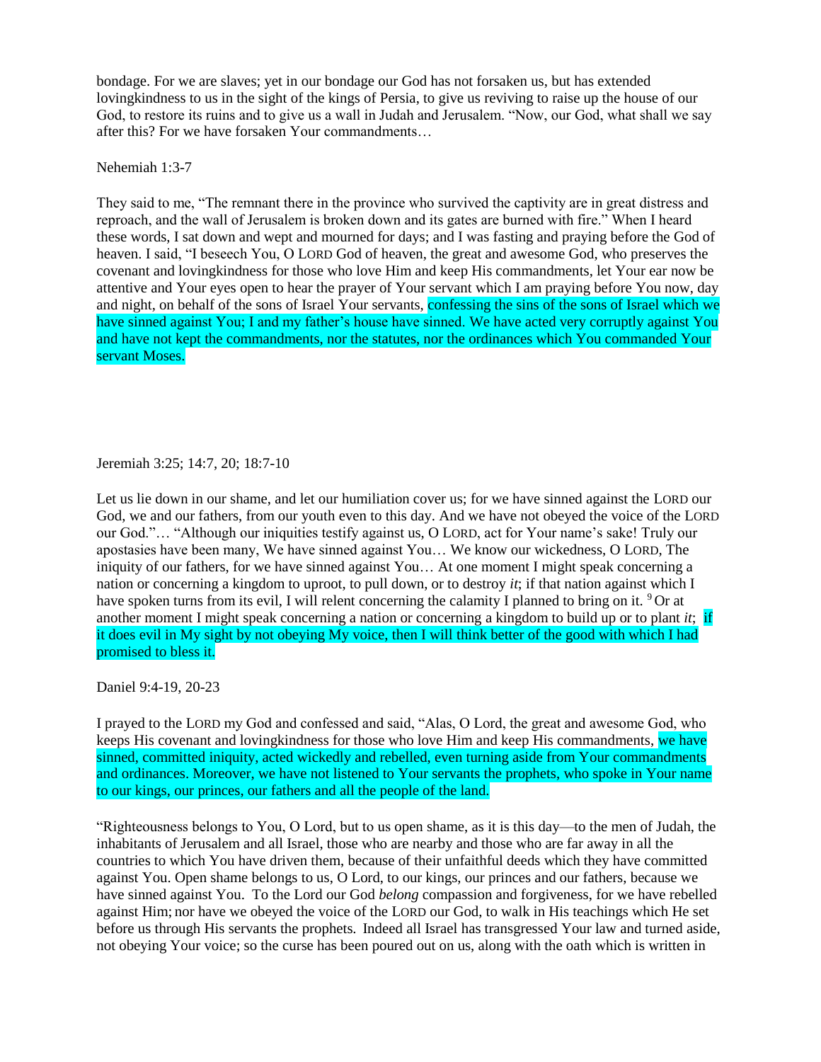bondage. For we are slaves; yet in our bondage our God has not forsaken us, but has extended lovingkindness to us in the sight of the kings of Persia, to give us reviving to raise up the house of our God, to restore its ruins and to give us a wall in Judah and Jerusalem. "Now, our God, what shall we say after this? For we have forsaken Your commandments…

Nehemiah 1:3-7

They said to me, "The remnant there in the province who survived the captivity are in great distress and reproach, and the wall of Jerusalem is broken down and its gates are burned with fire." When I heard these words, I sat down and wept and mourned for days; and I was fasting and praying before the God of heaven. I said, "I beseech You, O LORD God of heaven, the great and awesome God, who preserves the covenant and lovingkindness for those who love Him and keep His commandments, let Your ear now be attentive and Your eyes open to hear the prayer of Your servant which I am praying before You now, day and night, on behalf of the sons of Israel Your servants, confessing the sins of the sons of Israel which we have sinned against You; I and my father's house have sinned. We have acted very corruptly against You and have not kept the commandments, nor the statutes, nor the ordinances which You commanded Your servant Moses.

Jeremiah 3:25; 14:7, 20; 18:7-10

Let us lie down in our shame, and let our humiliation cover us; for we have sinned against the LORD our God, we and our fathers, from our youth even to this day. And we have not obeyed the voice of the LORD our God."… "Although our iniquities testify against us, O LORD, act for Your name's sake! Truly our apostasies have been many, We have sinned against You… We know our wickedness, O LORD, The iniquity of our fathers, for we have sinned against You… At one moment I might speak concerning a nation or concerning a kingdom to uproot, to pull down, or to destroy *it*; if that nation against which I have spoken turns from its evil, I will relent concerning the calamity I planned to bring on it. [9] Or at another moment I might speak concerning a nation or concerning a kingdom to build up or to plant *it*; if it does evil in My sight by not obeying My voice, then I will think better of the good with which I had promised to bless it.

Daniel 9:4-19, 20-23

I prayed to the LORD my God and confessed and said, "Alas, O Lord, the great and awesome God, who keeps His covenant and lovingkindness for those who love Him and keep His commandments, we have sinned, committed iniquity, acted wickedly and rebelled, even turning aside from Your commandments and ordinances. Moreover, we have not listened to Your servants the prophets, who spoke in Your name to our kings, our princes, our fathers and all the people of the land.

"Righteousness belongs to You, O Lord, but to us open shame, as it is this day—to the men of Judah, the inhabitants of Jerusalem and all Israel, those who are nearby and those who are far away in all the countries to which You have driven them, because of their unfaithful deeds which they have committed against You. Open shame belongs to us, O Lord, to our kings, our princes and our fathers, because we have sinned against You. To the Lord our God *belong* compassion and forgiveness, for we have rebelled against Him; nor have we obeyed the voice of the LORD our God, to walk in His teachings which He set before us through His servants the prophets. Indeed all Israel has transgressed Your law and turned aside, not obeying Your voice; so the curse has been poured out on us, along with the oath which is written in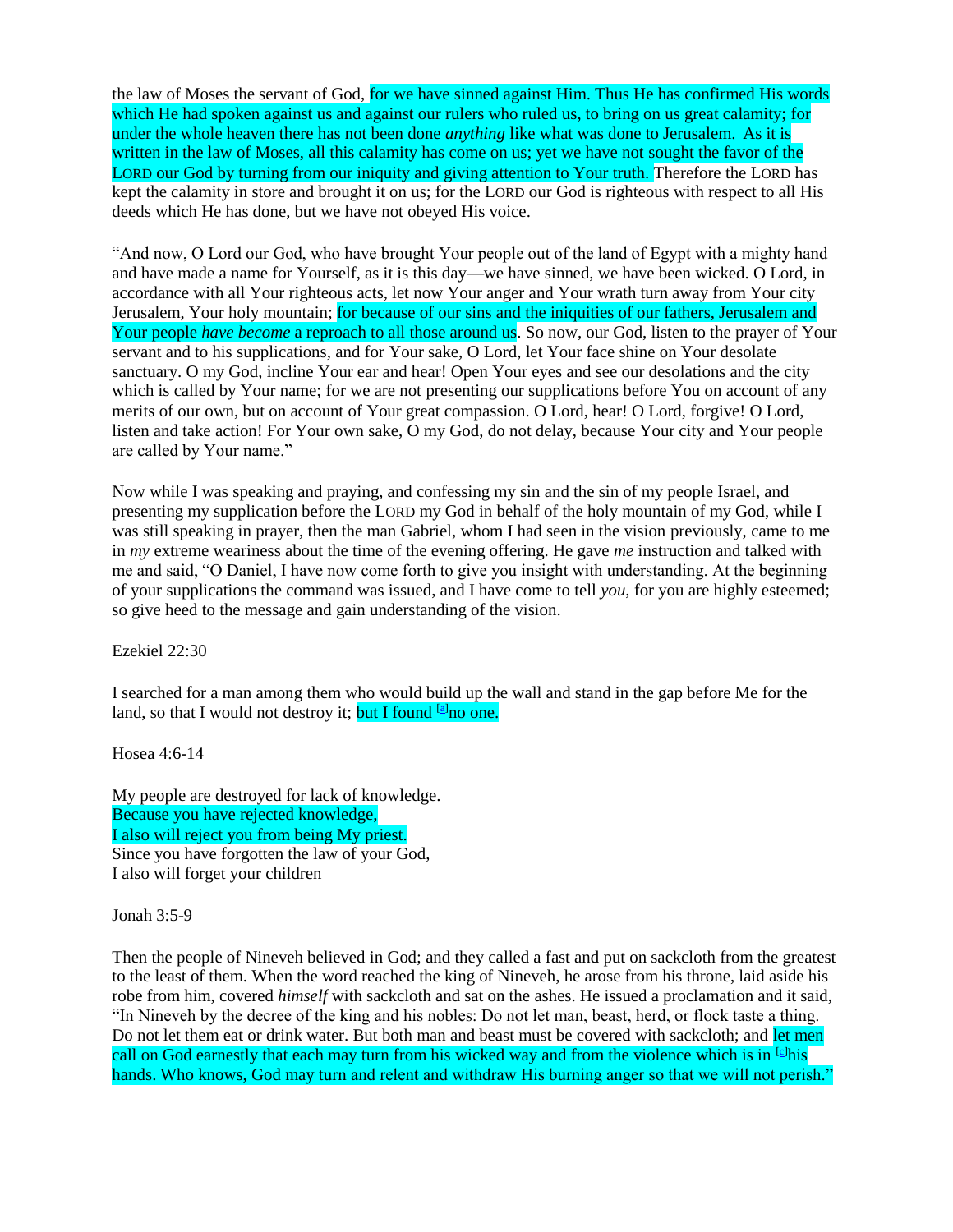the law of Moses the servant of God, for we have sinned against Him. Thus He has confirmed His words which He had spoken against us and against our rulers who ruled us, to bring on us great calamity; for under the whole heaven there has not been done *anything* like what was done to Jerusalem. As it is written in the law of Moses, all this calamity has come on us; yet we have not sought the favor of the LORD our God by turning from our iniquity and giving attention to Your truth. Therefore the LORD has kept the calamity in store and brought it on us; for the LORD our God is righteous with respect to all His deeds which He has done, but we have not obeyed His voice.

"And now, O Lord our God, who have brought Your people out of the land of Egypt with a mighty hand and have made a name for Yourself, as it is this day—we have sinned, we have been wicked. O Lord, in accordance with all Your righteous acts, let now Your anger and Your wrath turn away from Your city Jerusalem, Your holy mountain; for because of our sins and the iniquities of our fathers, Jerusalem and Your people *have become* a reproach to all those around us. So now, our God, listen to the prayer of Your servant and to his supplications, and for Your sake, O Lord, let Your face shine on Your desolate sanctuary. O my God, incline Your ear and hear! Open Your eyes and see our desolations and the city which is called by Your name; for we are not presenting our supplications before You on account of any merits of our own, but on account of Your great compassion. O Lord, hear! O Lord, forgive! O Lord, listen and take action! For Your own sake, O my God, do not delay, because Your city and Your people are called by Your name."

Now while I was speaking and praying, and confessing my sin and the sin of my people Israel, and presenting my supplication before the LORD my God in behalf of the holy mountain of my God, while I was still speaking in prayer, then the man Gabriel, whom I had seen in the vision previously, came to me in *my* extreme weariness about the time of the evening offering. He gave *me* instruction and talked with me and said, "O Daniel, I have now come forth to give you insight with understanding. At the beginning of your supplications the command was issued, and I have come to tell *you*, for you are highly esteemed; so give heed to the message and gain understanding of the vision.

Ezekiel 22:30

I searched for a man among them who would build up the wall and stand in the gap before Me for the land, so that I would not destroy it; but I found [a]no one.

Hosea 4:6-14

My people are destroyed for lack of knowledge.
Because you have rejected knowledge,
I also will reject you from being My priest.
Since you have forgotten the law of your God,
I also will forget your children

Jonah 3:5-9

Then the people of Nineveh believed in God; and they called a fast and put on sackcloth from the greatest to the least of them. When the word reached the king of Nineveh, he arose from his throne, laid aside his robe from him, covered *himself* with sackcloth and sat on the ashes. He issued a proclamation and it said, "In Nineveh by the decree of the king and his nobles: Do not let man, beast, herd, or flock taste a thing. Do not let them eat or drink water. But both man and beast must be covered with sackcloth; and let men call on God earnestly that each may turn from his wicked way and from the violence which is in [c]his hands. Who knows, God may turn and relent and withdraw His burning anger so that we will not perish."